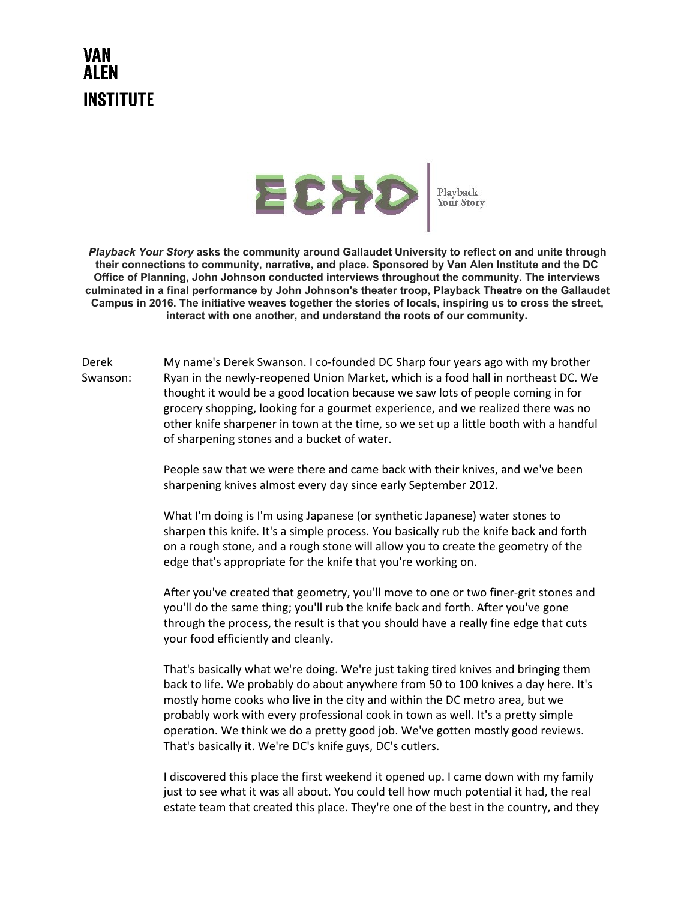**VAN ALEN INSTITUTE**

**ECHO** | Playback Your Story

***Playback Your Story*** **asks the community around Gallaudet University to reflect on and unite through their connections to community, narrative, and place. Sponsored by Van Alen Institute and the DC Office of Planning, John Johnson conducted interviews throughout the community. The interviews culminated in a final performance by John Johnson's theater troop, Playback Theatre on the Gallaudet Campus in 2016. The initiative weaves together the stories of locals, inspiring us to cross the street, interact with one another, and understand the roots of our community.**

Derek Swanson: My name's Derek Swanson. I co-founded DC Sharp four years ago with my brother Ryan in the newly-reopened Union Market, which is a food hall in northeast DC. We thought it would be a good location because we saw lots of people coming in for grocery shopping, looking for a gourmet experience, and we realized there was no other knife sharpener in town at the time, so we set up a little booth with a handful of sharpening stones and a bucket of water.

People saw that we were there and came back with their knives, and we've been sharpening knives almost every day since early September 2012.

What I'm doing is I'm using Japanese (or synthetic Japanese) water stones to sharpen this knife. It's a simple process. You basically rub the knife back and forth on a rough stone, and a rough stone will allow you to create the geometry of the edge that's appropriate for the knife that you're working on.

After you've created that geometry, you'll move to one or two finer-grit stones and you'll do the same thing; you'll rub the knife back and forth. After you've gone through the process, the result is that you should have a really fine edge that cuts your food efficiently and cleanly.

That's basically what we're doing. We're just taking tired knives and bringing them back to life. We probably do about anywhere from 50 to 100 knives a day here. It's mostly home cooks who live in the city and within the DC metro area, but we probably work with every professional cook in town as well. It's a pretty simple operation. We think we do a pretty good job. We've gotten mostly good reviews. That's basically it. We're DC's knife guys, DC's cutlers.

I discovered this place the first weekend it opened up. I came down with my family just to see what it was all about. You could tell how much potential it had, the real estate team that created this place. They're one of the best in the country, and they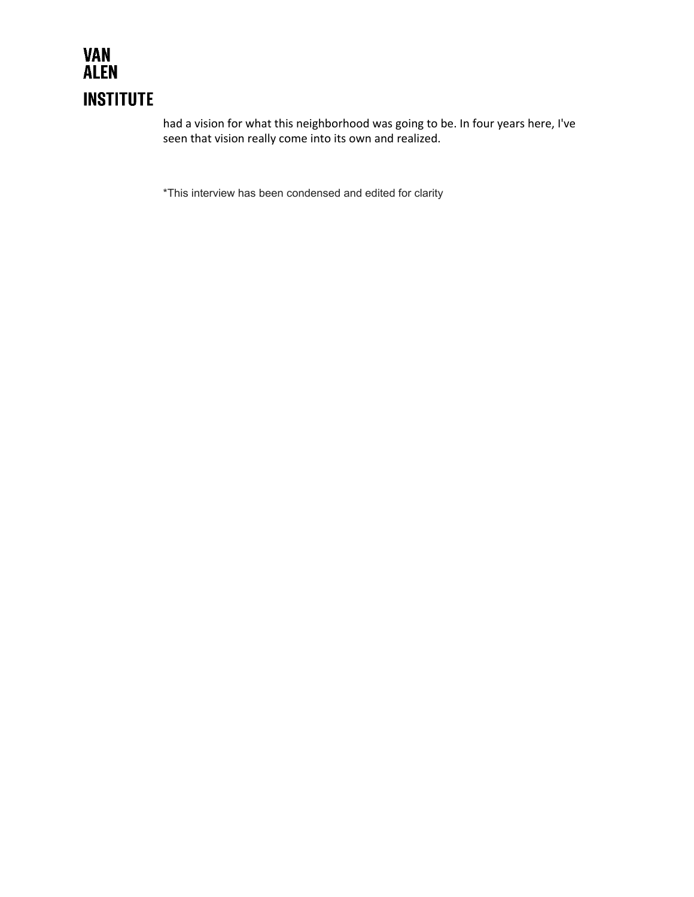had a vision for what this neighborhood was going to be. In four years here, I've seen that vision really come into its own and realized.

*This interview has been condensed and edited for clarity